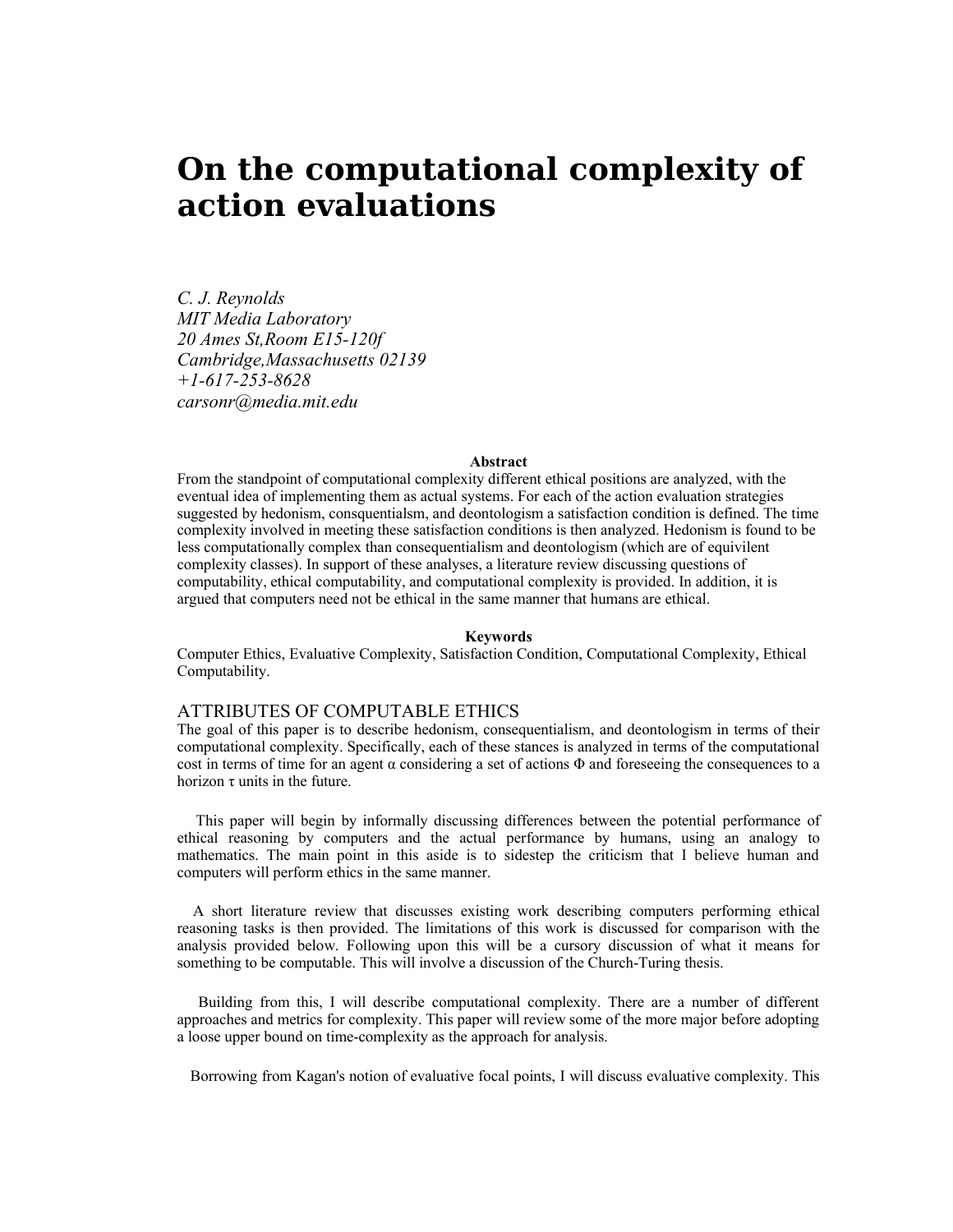# On the computational complexity of action evaluations

*C. J. Reynolds*
*MIT Media Laboratory*
*20 Ames St,Room E15-120f*
*Cambridge,Massachusetts 02139*
*+1-617-253-8628*
*carsonr@media.mit.edu*

**Abstract**

From the standpoint of computational complexity different ethical positions are analyzed, with the eventual idea of implementing them as actual systems. For each of the action evaluation strategies suggested by hedonism, consquentialsm, and deontologism a satisfaction condition is defined. The time complexity involved in meeting these satisfaction conditions is then analyzed. Hedonism is found to be less computationally complex than consequentialism and deontologism (which are of equivilent complexity classes). In support of these analyses, a literature review discussing questions of computability, ethical computability, and computational complexity is provided. In addition, it is argued that computers need not be ethical in the same manner that humans are ethical.

**Keywords**

Computer Ethics, Evaluative Complexity, Satisfaction Condition, Computational Complexity, Ethical Computability.

## ATTRIBUTES OF COMPUTABLE ETHICS

The goal of this paper is to describe hedonism, consequentialism, and deontologism in terms of their computational complexity. Specifically, each of these stances is analyzed in terms of the computational cost in terms of time for an agent $\alpha$ considering a set of actions $\Phi$ and foreseeing the consequences to a horizon $\tau$ units in the future.

This paper will begin by informally discussing differences between the potential performance of ethical reasoning by computers and the actual performance by humans, using an analogy to mathematics. The main point in this aside is to sidestep the criticism that I believe human and computers will perform ethics in the same manner.

A short literature review that discusses existing work describing computers performing ethical reasoning tasks is then provided. The limitations of this work is discussed for comparison with the analysis provided below. Following upon this will be a cursory discussion of what it means for something to be computable. This will involve a discussion of the Church-Turing thesis.

Building from this, I will describe computational complexity. There are a number of different approaches and metrics for complexity. This paper will review some of the more major before adopting a loose upper bound on time-complexity as the approach for analysis.

Borrowing from Kagan's notion of evaluative focal points, I will discuss evaluative complexity. This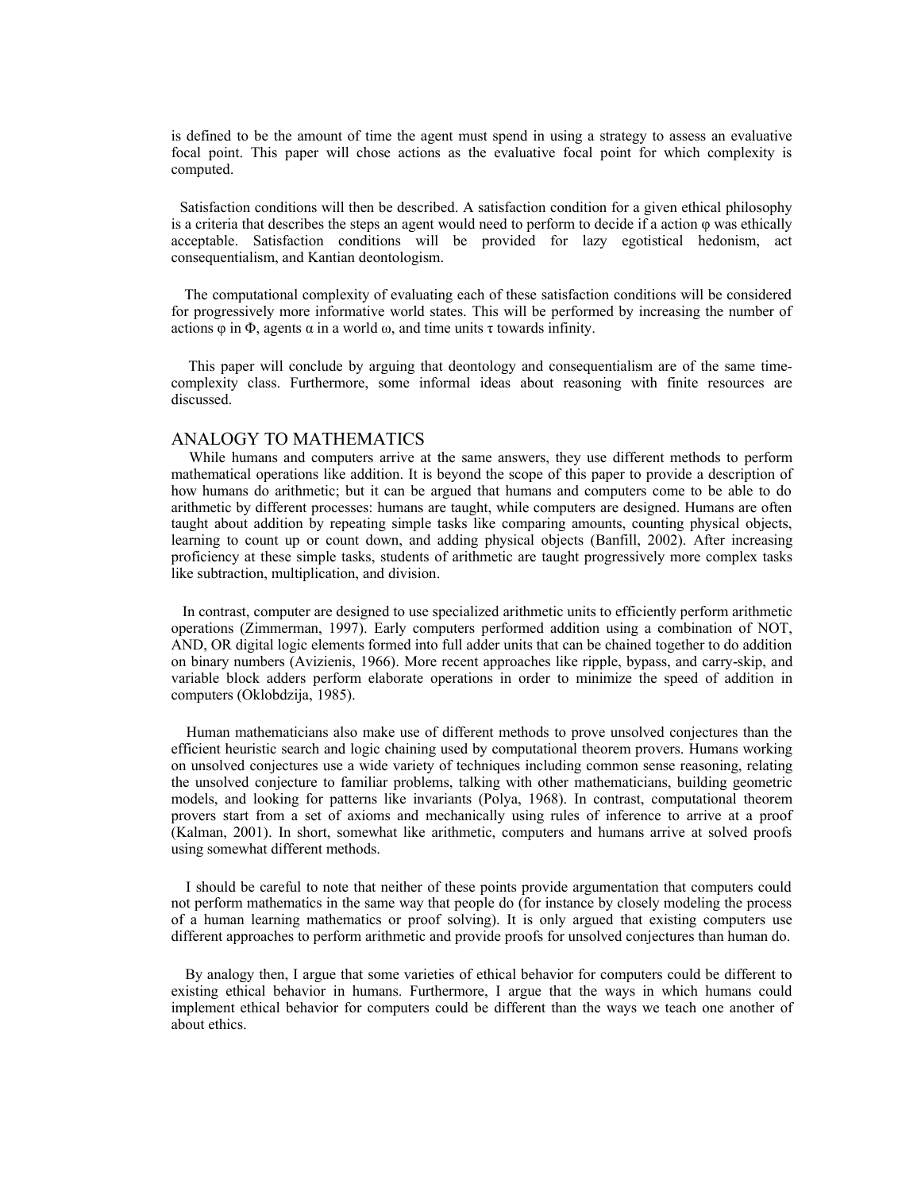is defined to be the amount of time the agent must spend in using a strategy to assess an evaluative focal point. This paper will chose actions as the evaluative focal point for which complexity is computed.

Satisfaction conditions will then be described. A satisfaction condition for a given ethical philosophy is a criteria that describes the steps an agent would need to perform to decide if a action $\varphi$ was ethically acceptable. Satisfaction conditions will be provided for lazy egotistical hedonism, act consequentialism, and Kantian deontologism.

The computational complexity of evaluating each of these satisfaction conditions will be considered for progressively more informative world states. This will be performed by increasing the number of actions $\varphi$ in $\Phi$, agents $\alpha$ in a world $\omega$, and time units $\tau$ towards infinity.

This paper will conclude by arguing that deontology and consequentialism are of the same time-complexity class. Furthermore, some informal ideas about reasoning with finite resources are discussed.

## ANALOGY TO MATHEMATICS

While humans and computers arrive at the same answers, they use different methods to perform mathematical operations like addition. It is beyond the scope of this paper to provide a description of how humans do arithmetic; but it can be argued that humans and computers come to be able to do arithmetic by different processes: humans are taught, while computers are designed. Humans are often taught about addition by repeating simple tasks like comparing amounts, counting physical objects, learning to count up or count down, and adding physical objects (Banfill, 2002). After increasing proficiency at these simple tasks, students of arithmetic are taught progressively more complex tasks like subtraction, multiplication, and division.

In contrast, computer are designed to use specialized arithmetic units to efficiently perform arithmetic operations (Zimmerman, 1997). Early computers performed addition using a combination of NOT, AND, OR digital logic elements formed into full adder units that can be chained together to do addition on binary numbers (Avizienis, 1966). More recent approaches like ripple, bypass, and carry-skip, and variable block adders perform elaborate operations in order to minimize the speed of addition in computers (Oklobdzija, 1985).

Human mathematicians also make use of different methods to prove unsolved conjectures than the efficient heuristic search and logic chaining used by computational theorem provers. Humans working on unsolved conjectures use a wide variety of techniques including common sense reasoning, relating the unsolved conjecture to familiar problems, talking with other mathematicians, building geometric models, and looking for patterns like invariants (Polya, 1968). In contrast, computational theorem provers start from a set of axioms and mechanically using rules of inference to arrive at a proof (Kalman, 2001). In short, somewhat like arithmetic, computers and humans arrive at solved proofs using somewhat different methods.

I should be careful to note that neither of these points provide argumentation that computers could not perform mathematics in the same way that people do (for instance by closely modeling the process of a human learning mathematics or proof solving). It is only argued that existing computers use different approaches to perform arithmetic and provide proofs for unsolved conjectures than human do.

By analogy then, I argue that some varieties of ethical behavior for computers could be different to existing ethical behavior in humans. Furthermore, I argue that the ways in which humans could implement ethical behavior for computers could be different than the ways we teach one another of about ethics.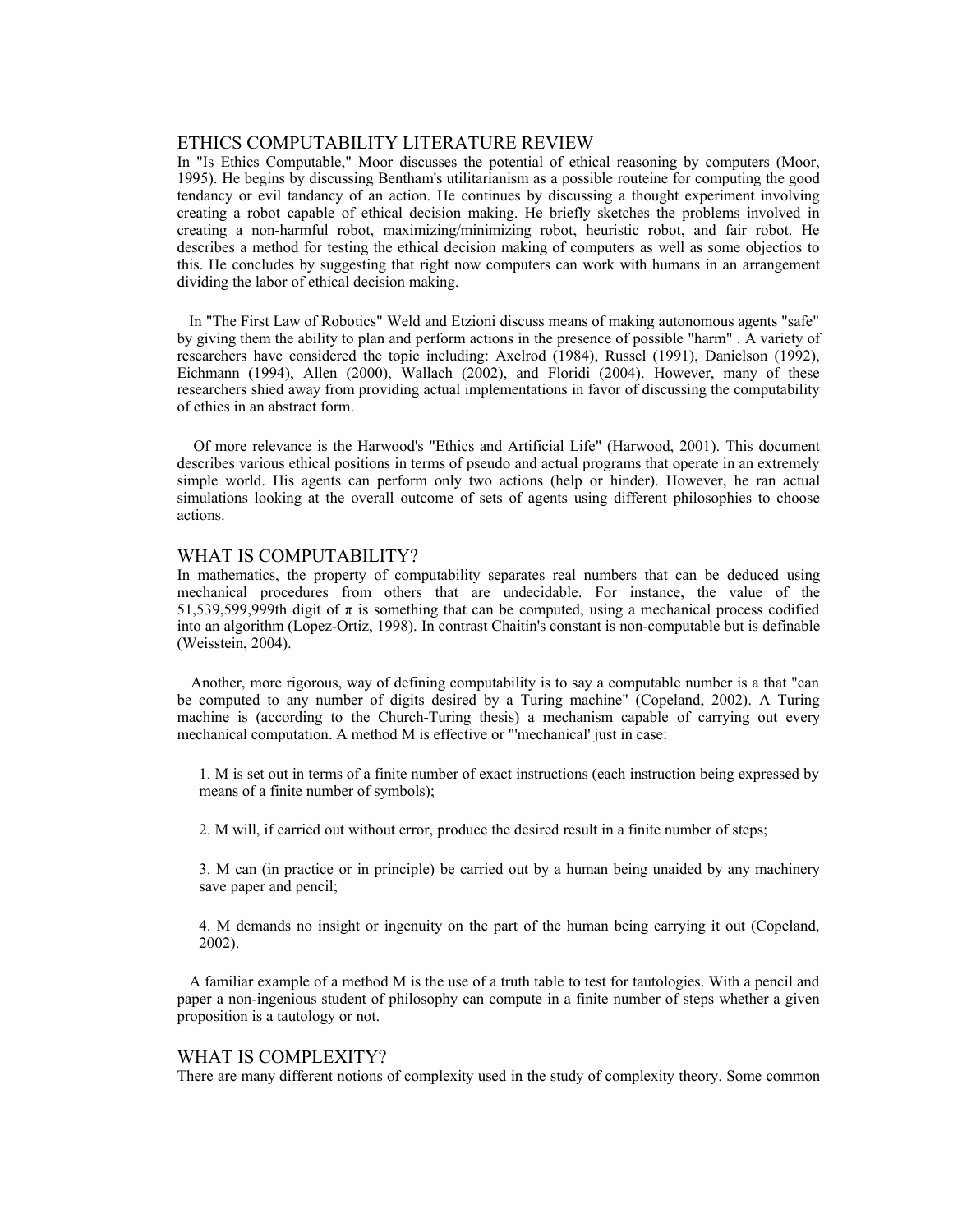## ETHICS COMPUTABILITY LITERATURE REVIEW

In "Is Ethics Computable," Moor discusses the potential of ethical reasoning by computers (Moor, 1995). He begins by discussing Bentham's utilitarianism as a possible routeine for computing the good tendancy or evil tandancy of an action. He continues by discussing a thought experiment involving creating a robot capable of ethical decision making. He briefly sketches the problems involved in creating a non-harmful robot, maximizing/minimizing robot, heuristic robot, and fair robot. He describes a method for testing the ethical decision making of computers as well as some objectios to this. He concludes by suggesting that right now computers can work with humans in an arrangement dividing the labor of ethical decision making.

In "The First Law of Robotics" Weld and Etzioni discuss means of making autonomous agents "safe" by giving them the ability to plan and perform actions in the presence of possible "harm" . A variety of researchers have considered the topic including: Axelrod (1984), Russel (1991), Danielson (1992), Eichmann (1994), Allen (2000), Wallach (2002), and Floridi (2004). However, many of these researchers shied away from providing actual implementations in favor of discussing the computability of ethics in an abstract form.

Of more relevance is the Harwood's "Ethics and Artificial Life" (Harwood, 2001). This document describes various ethical positions in terms of pseudo and actual programs that operate in an extremely simple world. His agents can perform only two actions (help or hinder). However, he ran actual simulations looking at the overall outcome of sets of agents using different philosophies to choose actions.

## WHAT IS COMPUTABILITY?

In mathematics, the property of computability separates real numbers that can be deduced using mechanical procedures from others that are undecidable. For instance, the value of the 51,539,599,999th digit of $\pi$ is something that can be computed, using a mechanical process codified into an algorithm (Lopez-Ortiz, 1998). In contrast Chaitin's constant is non-computable but is definable (Weisstein, 2004).

Another, more rigorous, way of defining computability is to say a computable number is a that "can be computed to any number of digits desired by a Turing machine" (Copeland, 2002). A Turing machine is (according to the Church-Turing thesis) a mechanism capable of carrying out every mechanical computation. A method M is effective or "'mechanical' just in case:

1. M is set out in terms of a finite number of exact instructions (each instruction being expressed by means of a finite number of symbols);

2. M will, if carried out without error, produce the desired result in a finite number of steps;

3. M can (in practice or in principle) be carried out by a human being unaided by any machinery save paper and pencil;

4. M demands no insight or ingenuity on the part of the human being carrying it out (Copeland, 2002).

A familiar example of a method M is the use of a truth table to test for tautologies. With a pencil and paper a non-ingenious student of philosophy can compute in a finite number of steps whether a given proposition is a tautology or not.

## WHAT IS COMPLEXITY?

There are many different notions of complexity used in the study of complexity theory. Some common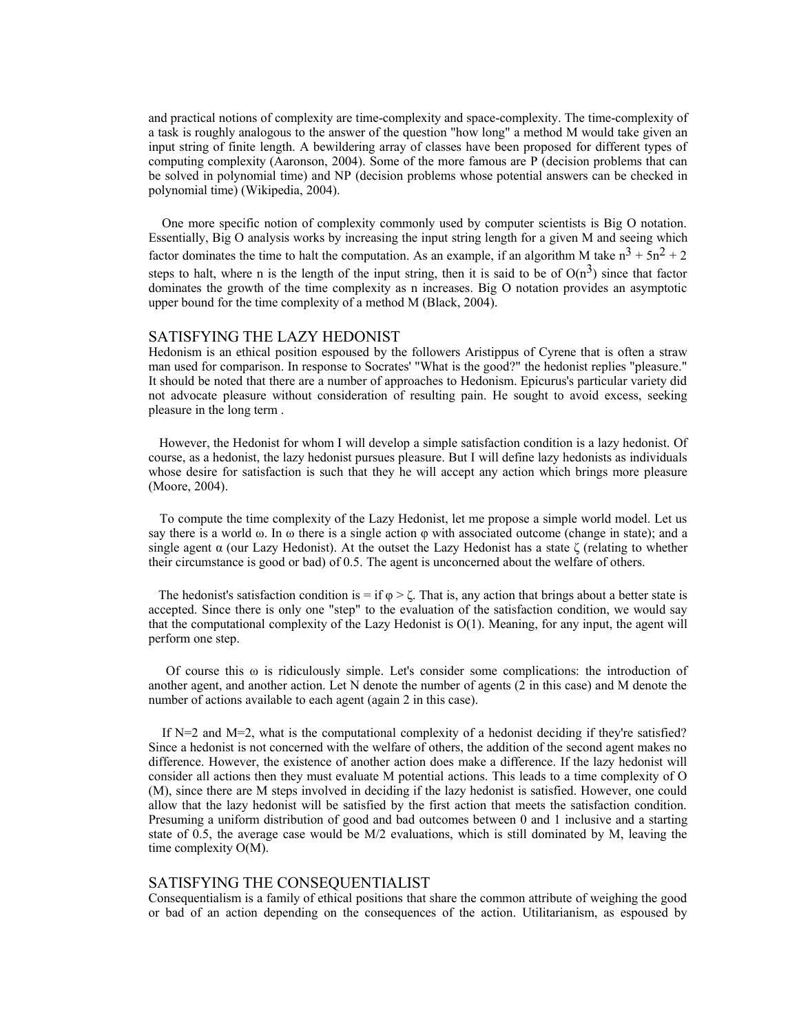and practical notions of complexity are time-complexity and space-complexity. The time-complexity of a task is roughly analogous to the answer of the question "how long" a method M would take given an input string of finite length. A bewildering array of classes have been proposed for different types of computing complexity (Aaronson, 2004). Some of the more famous are P (decision problems that can be solved in polynomial time) and NP (decision problems whose potential answers can be checked in polynomial time) (Wikipedia, 2004).

One more specific notion of complexity commonly used by computer scientists is Big O notation. Essentially, Big O analysis works by increasing the input string length for a given M and seeing which factor dominates the time to halt the computation. As an example, if an algorithm M take $n^3 + 5n^2 + 2$ steps to halt, where n is the length of the input string, then it is said to be of $O(n^3)$ since that factor dominates the growth of the time complexity as n increases. Big O notation provides an asymptotic upper bound for the time complexity of a method M (Black, 2004).

## SATISFYING THE LAZY HEDONIST

Hedonism is an ethical position espoused by the followers Aristippus of Cyrene that is often a straw man used for comparison. In response to Socrates' "What is the good?" the hedonist replies "pleasure." It should be noted that there are a number of approaches to Hedonism. Epicurus's particular variety did not advocate pleasure without consideration of resulting pain. He sought to avoid excess, seeking pleasure in the long term .

However, the Hedonist for whom I will develop a simple satisfaction condition is a lazy hedonist. Of course, as a hedonist, the lazy hedonist pursues pleasure. But I will define lazy hedonists as individuals whose desire for satisfaction is such that they he will accept any action which brings more pleasure (Moore, 2004).

To compute the time complexity of the Lazy Hedonist, let me propose a simple world model. Let us say there is a world $\omega$. In $\omega$ there is a single action $\varphi$ with associated outcome (change in state); and a single agent $\alpha$ (our Lazy Hedonist). At the outset the Lazy Hedonist has a state $\zeta$ (relating to whether their circumstance is good or bad) of 0.5. The agent is unconcerned about the welfare of others.

The hedonist's satisfaction condition is = if $\varphi > \zeta$. That is, any action that brings about a better state is accepted. Since there is only one "step" to the evaluation of the satisfaction condition, we would say that the computational complexity of the Lazy Hedonist is O(1). Meaning, for any input, the agent will perform one step.

Of course this $\omega$ is ridiculously simple. Let's consider some complications: the introduction of another agent, and another action. Let N denote the number of agents (2 in this case) and M denote the number of actions available to each agent (again 2 in this case).

If N=2 and M=2, what is the computational complexity of a hedonist deciding if they're satisfied? Since a hedonist is not concerned with the welfare of others, the addition of the second agent makes no difference. However, the existence of another action does make a difference. If the lazy hedonist will consider all actions then they must evaluate M potential actions. This leads to a time complexity of O (M), since there are M steps involved in deciding if the lazy hedonist is satisfied. However, one could allow that the lazy hedonist will be satisfied by the first action that meets the satisfaction condition. Presuming a uniform distribution of good and bad outcomes between 0 and 1 inclusive and a starting state of 0.5, the average case would be M/2 evaluations, which is still dominated by M, leaving the time complexity O(M).

## SATISFYING THE CONSEQUENTIALIST

Consequentialism is a family of ethical positions that share the common attribute of weighing the good or bad of an action depending on the consequences of the action. Utilitarianism, as espoused by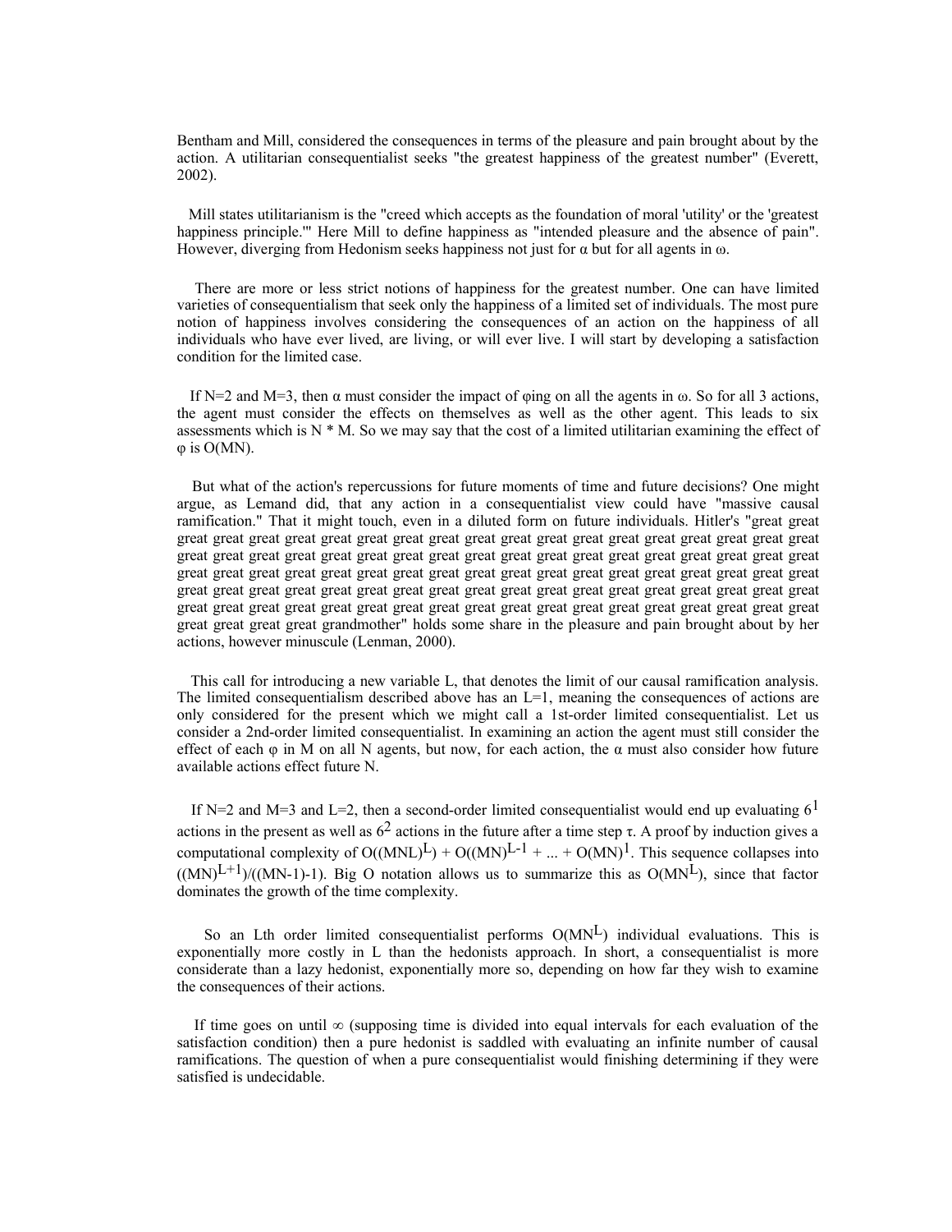Bentham and Mill, considered the consequences in terms of the pleasure and pain brought about by the action. A utilitarian consequentialist seeks "the greatest happiness of the greatest number" (Everett, 2002).

Mill states utilitarianism is the "creed which accepts as the foundation of moral 'utility' or the 'greatest happiness principle.'" Here Mill to define happiness as "intended pleasure and the absence of pain". However, diverging from Hedonism seeks happiness not just for $\alpha$ but for all agents in $\omega$.

There are more or less strict notions of happiness for the greatest number. One can have limited varieties of consequentialism that seek only the happiness of a limited set of individuals. The most pure notion of happiness involves considering the consequences of an action on the happiness of all individuals who have ever lived, are living, or will ever live. I will start by developing a satisfaction condition for the limited case.

If N=2 and M=3, then $\alpha$ must consider the impact of $\varphi$ing on all the agents in $\omega$. So for all 3 actions, the agent must consider the effects on themselves as well as the other agent. This leads to six assessments which is N * M. So we may say that the cost of a limited utilitarian examining the effect of $\varphi$ is O(MN).

But what of the action's repercussions for future moments of time and future decisions? One might argue, as Lemand did, that any action in a consequentialist view could have "massive causal ramification." That it might touch, even in a diluted form on future individuals. Hitler's "great great great great great great great great great great great great great great great great great great great great great great great great great great great great great great great great great great great great great great great great great great great great great great great great great great great great great great great great great great great great great great great great great great great great great great great great great great great great great great great great great great great great great great great great great great great great great great great great great great great great great great great great great great great great great great great great great great great great great great great great grandmother" holds some share in the pleasure and pain brought about by her actions, however minuscule (Lenman, 2000).

This call for introducing a new variable L, that denotes the limit of our causal ramification analysis. The limited consequentialism described above has an L=1, meaning the consequences of actions are only considered for the present which we might call a 1st-order limited consequentialist. Let us consider a 2nd-order limited consequentialist. In examining an action the agent must still consider the effect of each $\varphi$ in M on all N agents, but now, for each action, the $\alpha$ must also consider how future available actions effect future N.

If N=2 and M=3 and L=2, then a second-order limited consequentialist would end up evaluating $6^1$ actions in the present as well as $6^2$ actions in the future after a time step $\tau$. A proof by induction gives a computational complexity of $O((MNL)^L) + O((MN)^{L-1} + ... + O(MN)^1$. This sequence collapses into $((MN)^{L+1})/((MN-1)-1)$. Big O notation allows us to summarize this as $O(MN^L)$, since that factor dominates the growth of the time complexity.

So an Lth order limited consequentialist performs $O(MN^L)$ individual evaluations. This is exponentially more costly in L than the hedonists approach. In short, a consequentialist is more considerate than a lazy hedonist, exponentially more so, depending on how far they wish to examine the consequences of their actions.

If time goes on until $\infty$ (supposing time is divided into equal intervals for each evaluation of the satisfaction condition) then a pure hedonist is saddled with evaluating an infinite number of causal ramifications. The question of when a pure consequentialist would finishing determining if they were satisfied is undecidable.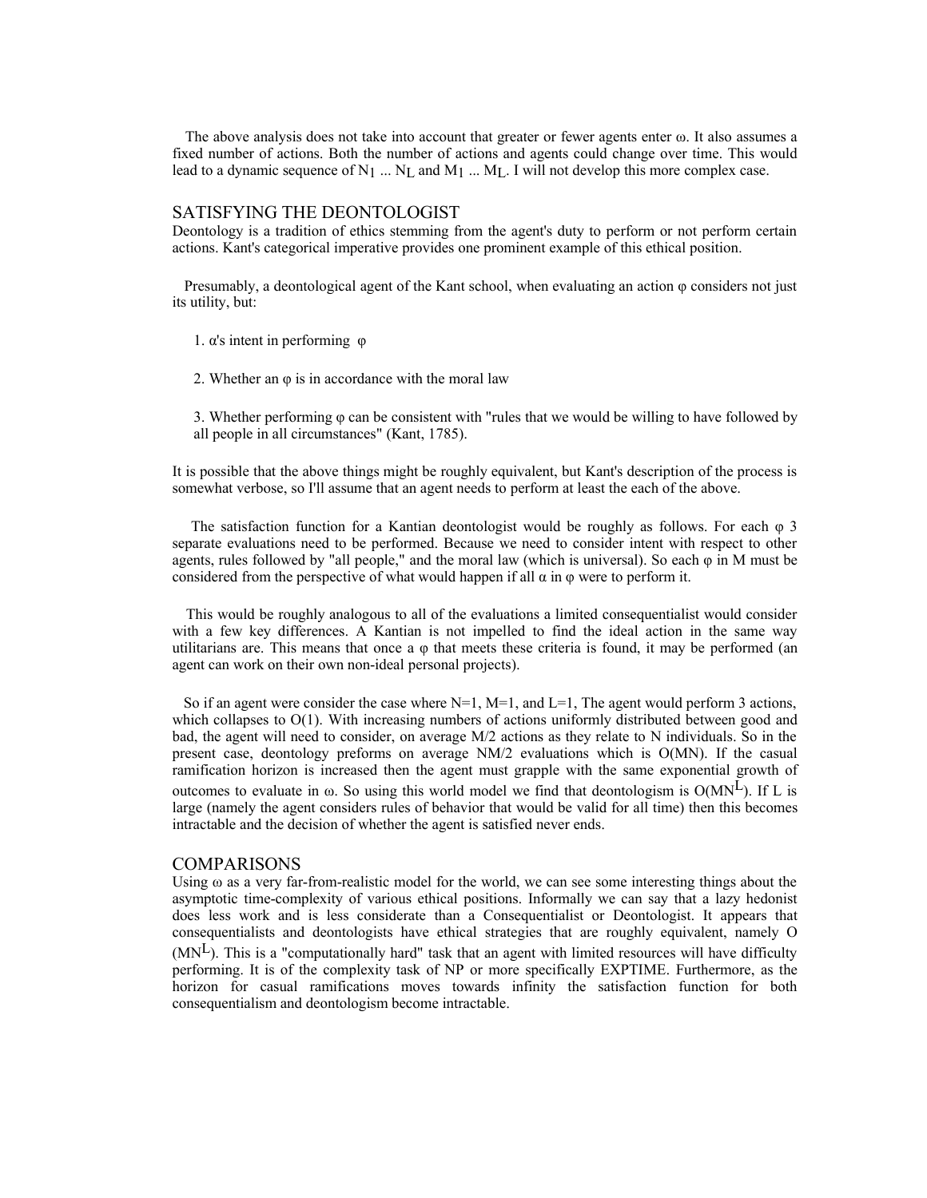The above analysis does not take into account that greater or fewer agents enter ω. It also assumes a fixed number of actions. Both the number of actions and agents could change over time. This would lead to a dynamic sequence of $N_1 \ldots N_L$ and $M_1 \ldots M_L$. I will not develop this more complex case.

## SATISFYING THE DEONTOLOGIST

Deontology is a tradition of ethics stemming from the agent's duty to perform or not perform certain actions. Kant's categorical imperative provides one prominent example of this ethical position.

Presumably, a deontological agent of the Kant school, when evaluating an action φ considers not just its utility, but:

1. α's intent in performing φ

2. Whether an φ is in accordance with the moral law

3. Whether performing φ can be consistent with "rules that we would be willing to have followed by all people in all circumstances" (Kant, 1785).

It is possible that the above things might be roughly equivalent, but Kant's description of the process is somewhat verbose, so I'll assume that an agent needs to perform at least the each of the above.

The satisfaction function for a Kantian deontologist would be roughly as follows. For each φ 3 separate evaluations need to be performed. Because we need to consider intent with respect to other agents, rules followed by "all people," and the moral law (which is universal). So each φ in M must be considered from the perspective of what would happen if all α in φ were to perform it.

This would be roughly analogous to all of the evaluations a limited consequentialist would consider with a few key differences. A Kantian is not impelled to find the ideal action in the same way utilitarians are. This means that once a φ that meets these criteria is found, it may be performed (an agent can work on their own non-ideal personal projects).

So if an agent were consider the case where N=1, M=1, and L=1, The agent would perform 3 actions, which collapses to O(1). With increasing numbers of actions uniformly distributed between good and bad, the agent will need to consider, on average M/2 actions as they relate to N individuals. So in the present case, deontology preforms on average NM/2 evaluations which is O(MN). If the casual ramification horizon is increased then the agent must grapple with the same exponential growth of outcomes to evaluate in ω. So using this world model we find that deontologism is $O(MN^L)$. If L is large (namely the agent considers rules of behavior that would be valid for all time) then this becomes intractable and the decision of whether the agent is satisfied never ends.

## COMPARISONS

Using ω as a very far-from-realistic model for the world, we can see some interesting things about the asymptotic time-complexity of various ethical positions. Informally we can say that a lazy hedonist does less work and is less considerate than a Consequentialist or Deontologist. It appears that consequentialists and deontologists have ethical strategies that are roughly equivalent, namely $O(MN^L)$. This is a "computationally hard" task that an agent with limited resources will have difficulty performing. It is of the complexity task of NP or more specifically EXPTIME. Furthermore, as the horizon for casual ramifications moves towards infinity the satisfaction function for both consequentialism and deontologism become intractable.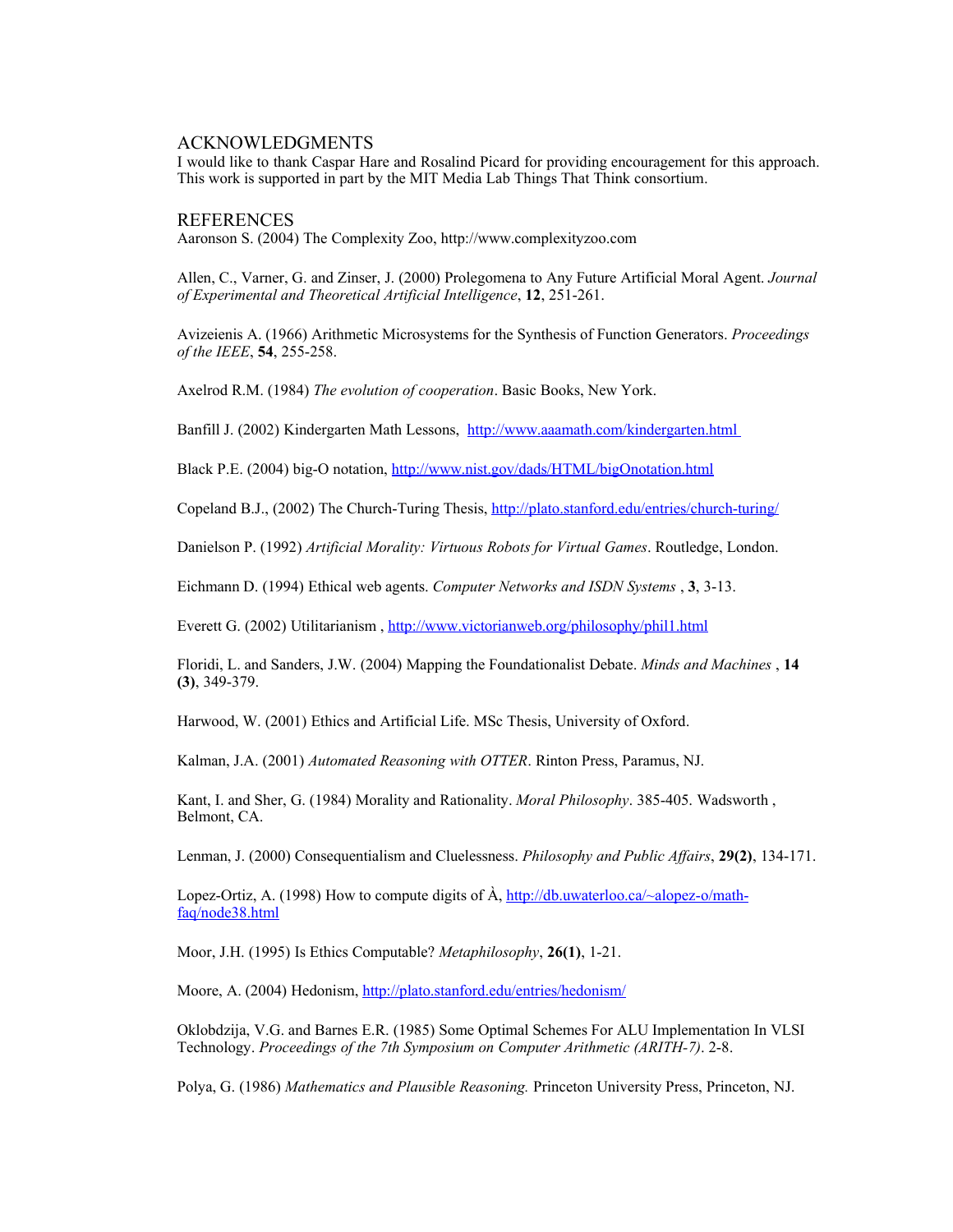## ACKNOWLEDGMENTS

I would like to thank Caspar Hare and Rosalind Picard for providing encouragement for this approach. This work is supported in part by the MIT Media Lab Things That Think consortium.

## REFERENCES

Aaronson S. (2004) The Complexity Zoo, http://www.complexityzoo.com

Allen, C., Varner, G. and Zinser, J. (2000) Prolegomena to Any Future Artificial Moral Agent. *Journal of Experimental and Theoretical Artificial Intelligence*, **12**, 251-261.

Avizeienis A. (1966) Arithmetic Microsystems for the Synthesis of Function Generators. *Proceedings of the IEEE*, **54**, 255-258.

Axelrod R.M. (1984) *The evolution of cooperation*. Basic Books, New York.

Banfill J. (2002) Kindergarten Math Lessons, http://www.aaamath.com/kindergarten.html

Black P.E. (2004) big-O notation, http://www.nist.gov/dads/HTML/bigOnotation.html

Copeland B.J., (2002) The Church-Turing Thesis, http://plato.stanford.edu/entries/church-turing/

Danielson P. (1992) *Artificial Morality: Virtuous Robots for Virtual Games*. Routledge, London.

Eichmann D. (1994) Ethical web agents. *Computer Networks and ISDN Systems* , **3**, 3-13.

Everett G. (2002) Utilitarianism , http://www.victorianweb.org/philosophy/phil1.html

Floridi, L. and Sanders, J.W. (2004) Mapping the Foundationalist Debate. *Minds and Machines* , **14 (3)**, 349-379.

Harwood, W. (2001) Ethics and Artificial Life. MSc Thesis, University of Oxford.

Kalman, J.A. (2001) *Automated Reasoning with OTTER*. Rinton Press, Paramus, NJ.

Kant, I. and Sher, G. (1984) Morality and Rationality. *Moral Philosophy*. 385-405. Wadsworth , Belmont, CA.

Lenman, J. (2000) Consequentialism and Cluelessness. *Philosophy and Public Affairs*, **29(2)**, 134-171.

Lopez-Ortiz, A. (1998) How to compute digits of À, http://db.uwaterloo.ca/~alopez-o/math-faq/node38.html

Moor, J.H. (1995) Is Ethics Computable? *Metaphilosophy*, **26(1)**, 1-21.

Moore, A. (2004) Hedonism, http://plato.stanford.edu/entries/hedonism/

Oklobdzija, V.G. and Barnes E.R. (1985) Some Optimal Schemes For ALU Implementation In VLSI Technology. *Proceedings of the 7th Symposium on Computer Arithmetic (ARITH-7)*. 2-8.

Polya, G. (1986) *Mathematics and Plausible Reasoning.* Princeton University Press, Princeton, NJ.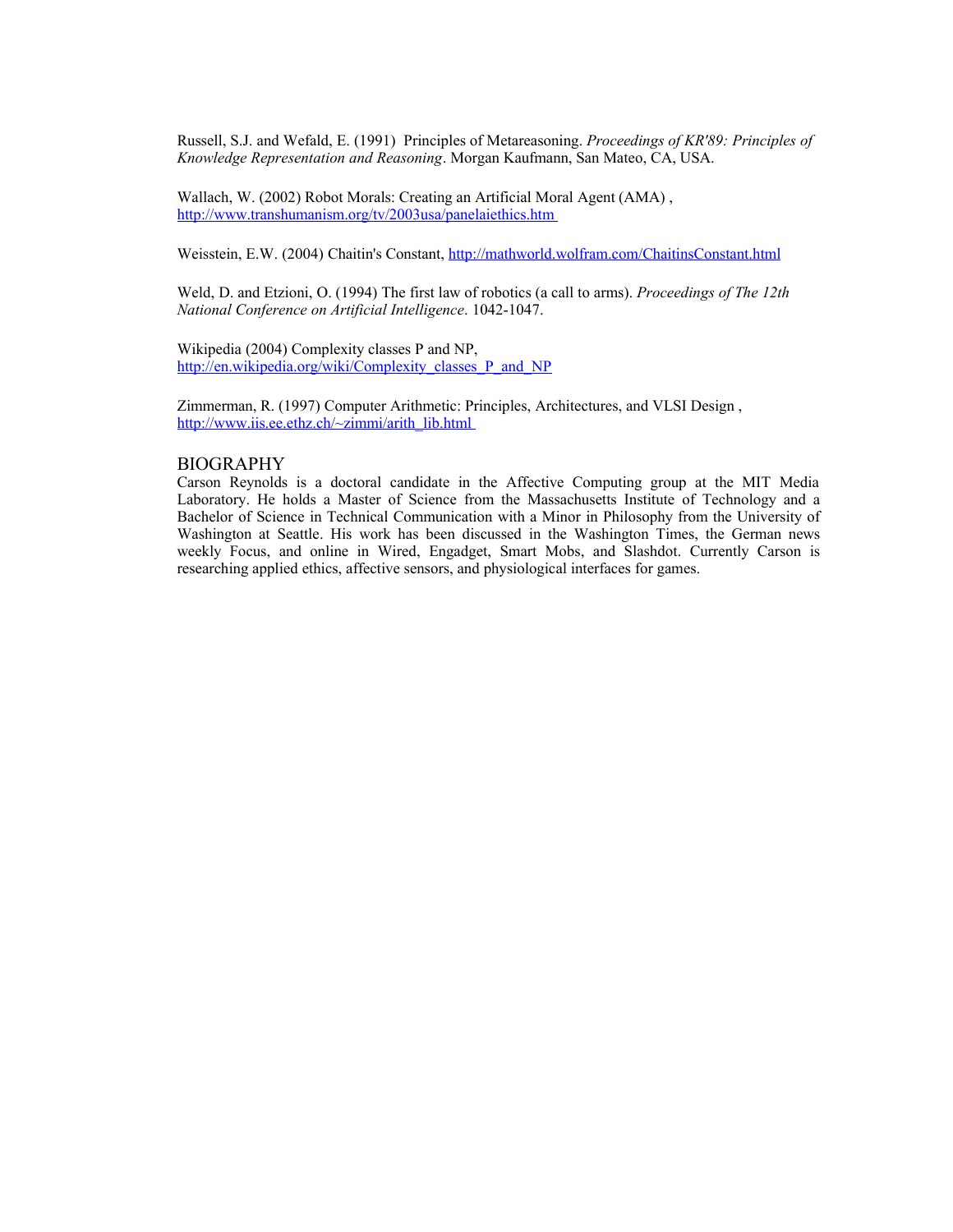Russell, S.J. and Wefald, E. (1991) Principles of Metareasoning. *Proceedings of KR'89: Principles of Knowledge Representation and Reasoning*. Morgan Kaufmann, San Mateo, CA, USA.

Wallach, W. (2002) Robot Morals: Creating an Artificial Moral Agent (AMA) , http://www.transhumanism.org/tv/2003usa/panelaiethics.htm

Weisstein, E.W. (2004) Chaitin's Constant, http://mathworld.wolfram.com/ChaitinsConstant.html

Weld, D. and Etzioni, O. (1994) The first law of robotics (a call to arms). *Proceedings of The 12th National Conference on Artificial Intelligence*. 1042-1047.

Wikipedia (2004) Complexity classes P and NP, http://en.wikipedia.org/wiki/Complexity_classes_P_and_NP

Zimmerman, R. (1997) Computer Arithmetic: Principles, Architectures, and VLSI Design , http://www.iis.ee.ethz.ch/~zimmi/arith_lib.html

## BIOGRAPHY

Carson Reynolds is a doctoral candidate in the Affective Computing group at the MIT Media Laboratory. He holds a Master of Science from the Massachusetts Institute of Technology and a Bachelor of Science in Technical Communication with a Minor in Philosophy from the University of Washington at Seattle. His work has been discussed in the Washington Times, the German news weekly Focus, and online in Wired, Engadget, Smart Mobs, and Slashdot. Currently Carson is researching applied ethics, affective sensors, and physiological interfaces for games.